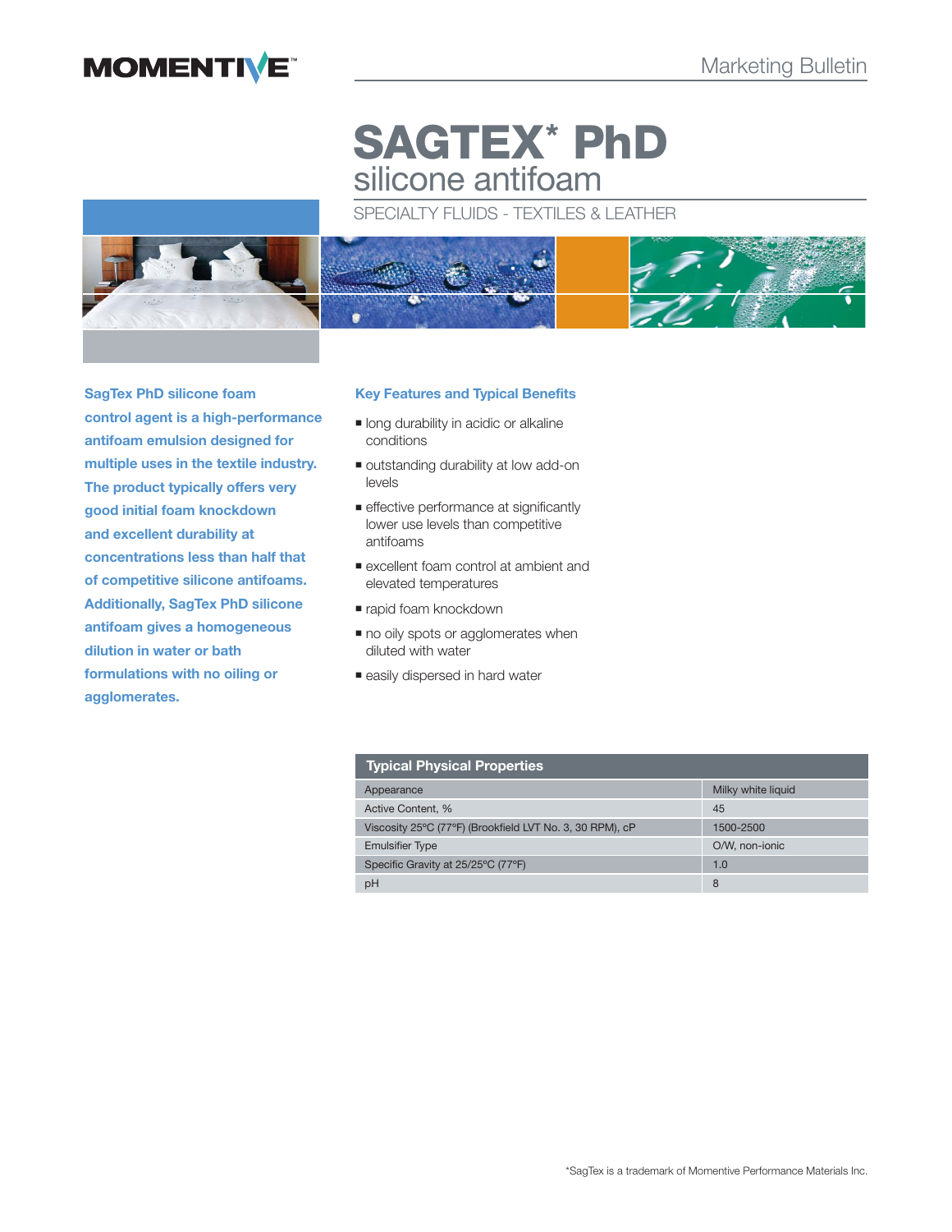MOMENTIVE™

Marketing Bulletin

# SAGTEX* PhD

## silicone antifoam

SPECIALTY FLUIDS - TEXTILES & LEATHER

**SagTex PhD silicone foam control agent is a high-performance antifoam emulsion designed for multiple uses in the textile industry. The product typically offers very good initial foam knockdown and excellent durability at concentrations less than half that of competitive silicone antifoams. Additionally, SagTex PhD silicone antifoam gives a homogeneous dilution in water or bath formulations with no oiling or agglomerates.**

### Key Features and Typical Benefits

- long durability in acidic or alkaline conditions
- outstanding durability at low add-on levels
- effective performance at significantly lower use levels than competitive antifoams
- excellent foam control at ambient and elevated temperatures
- rapid foam knockdown
- no oily spots or agglomerates when diluted with water
- easily dispersed in hard water

| Typical Physical Properties | |
|---|---|
| Appearance | Milky white liquid |
| Active Content, % | 45 |
| Viscosity 25°C (77°F) (Brookfield LVT No. 3, 30 RPM), cP | 1500-2500 |
| Emulsifier Type | O/W, non-ionic |
| Specific Gravity at 25/25°C (77°F) | 1.0 |
| pH | 8 |

*SagTex is a trademark of Momentive Performance Materials Inc.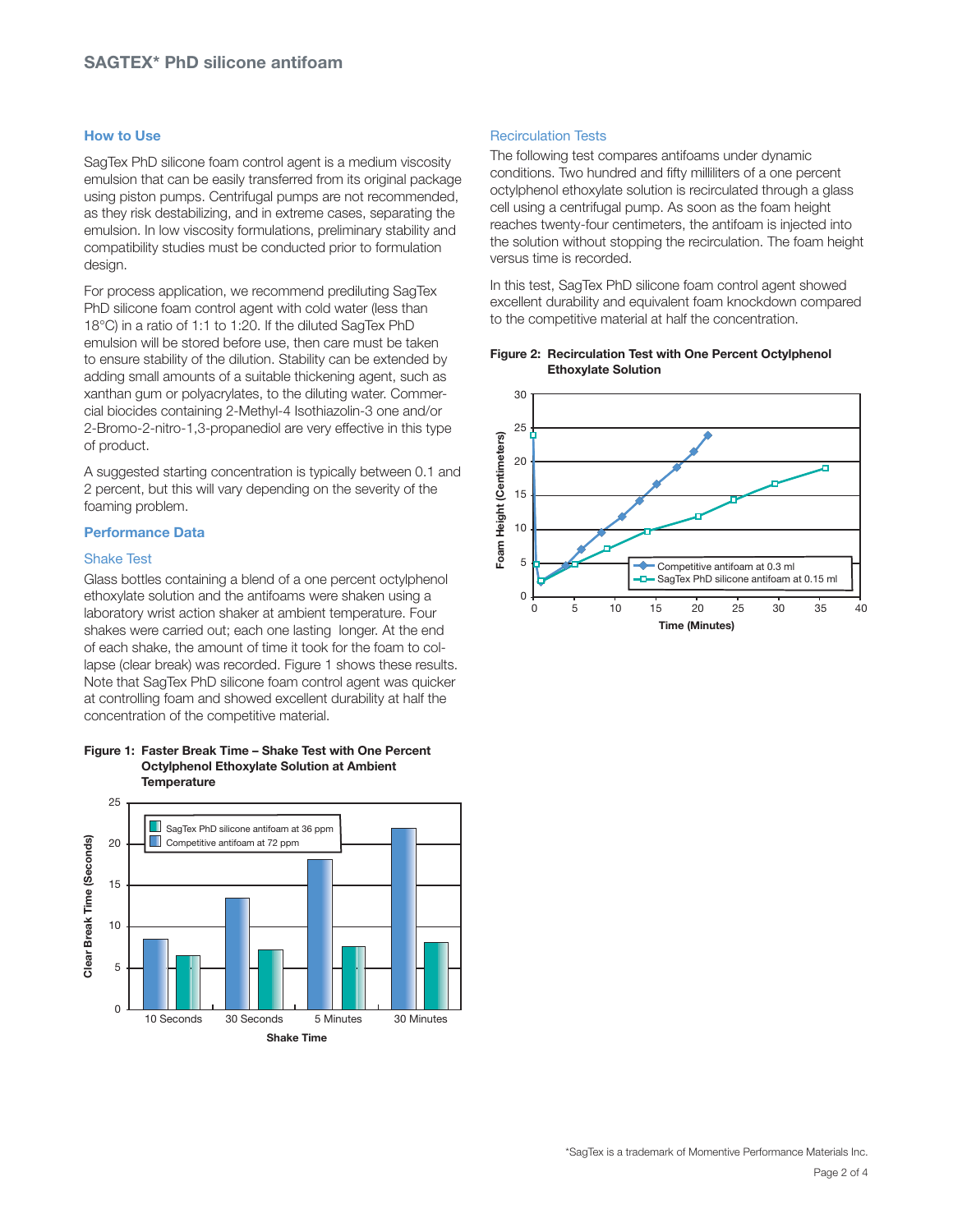## SAGTEX* PhD silicone antifoam

### How to Use

SagTex PhD silicone foam control agent is a medium viscosity emulsion that can be easily transferred from its original package using piston pumps. Centrifugal pumps are not recommended, as they risk destabilizing, and in extreme cases, separating the emulsion. In low viscosity formulations, preliminary stability and compatibility studies must be conducted prior to formulation design.

For process application, we recommend prediluting SagTex PhD silicone foam control agent with cold water (less than 18°C) in a ratio of 1:1 to 1:20. If the diluted SagTex PhD emulsion will be stored before use, then care must be taken to ensure stability of the dilution. Stability can be extended by adding small amounts of a suitable thickening agent, such as xanthan gum or polyacrylates, to the diluting water. Commercial biocides containing 2-Methyl-4 Isothiazolin-3 one and/or 2-Bromo-2-nitro-1,3-propanediol are very effective in this type of product.

A suggested starting concentration is typically between 0.1 and 2 percent, but this will vary depending on the severity of the foaming problem.

### Performance Data

#### Shake Test

Glass bottles containing a blend of a one percent octylphenol ethoxylate solution and the antifoams were shaken using a laboratory wrist action shaker at ambient temperature. Four shakes were carried out; each one lasting longer. At the end of each shake, the amount of time it took for the foam to collapse (clear break) was recorded. Figure 1 shows these results. Note that SagTex PhD silicone foam control agent was quicker at controlling foam and showed excellent durability at half the concentration of the competitive material.

**Figure 1: Faster Break Time – Shake Test with One Percent Octylphenol Ethoxylate Solution at Ambient Temperature**

#### Recirculation Tests

The following test compares antifoams under dynamic conditions. Two hundred and fifty milliliters of a one percent octylphenol ethoxylate solution is recirculated through a glass cell using a centrifugal pump. As soon as the foam height reaches twenty-four centimeters, the antifoam is injected into the solution without stopping the recirculation. The foam height versus time is recorded.

In this test, SagTex PhD silicone foam control agent showed excellent durability and equivalent foam knockdown compared to the competitive material at half the concentration.

**Figure 2: Recirculation Test with One Percent Octylphenol Ethoxylate Solution**

*SagTex is a trademark of Momentive Performance Materials Inc.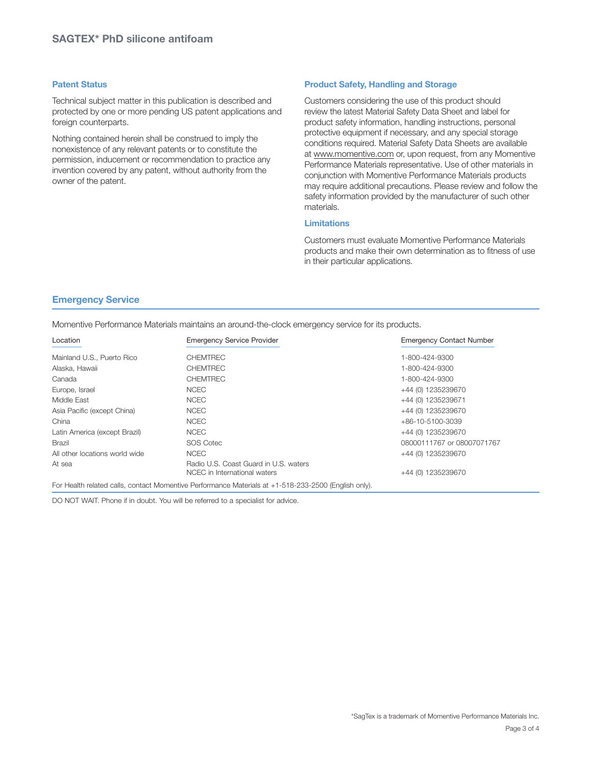## Patent Status

Technical subject matter in this publication is described and protected by one or more pending US patent applications and foreign counterparts.

Nothing contained herein shall be construed to imply the nonexistence of any relevant patents or to constitute the permission, inducement or recommendation to practice any invention covered by any patent, without authority from the owner of the patent.

## Product Safety, Handling and Storage

Customers considering the use of this product should review the latest Material Safety Data Sheet and label for product safety information, handling instructions, personal protective equipment if necessary, and any special storage conditions required. Material Safety Data Sheets are available at www.momentive.com or, upon request, from any Momentive Performance Materials representative. Use of other materials in conjunction with Momentive Performance Materials products may require additional precautions. Please review and follow the safety information provided by the manufacturer of such other materials.

## Limitations

Customers must evaluate Momentive Performance Materials products and make their own determination as to fitness of use in their particular applications.

## Emergency Service

Momentive Performance Materials maintains an around-the-clock emergency service for its products.

| Location | Emergency Service Provider | Emergency Contact Number |
|---|---|---|
| Mainland U.S., Puerto Rico | CHEMTREC | 1-800-424-9300 |
| Alaska, Hawaii | CHEMTREC | 1-800-424-9300 |
| Canada | CHEMTREC | 1-800-424-9300 |
| Europe, Israel | NCEC | +44 (0) 1235239670 |
| Middle East | NCEC | +44 (0) 1235239671 |
| Asia Pacific (except China) | NCEC | +44 (0) 1235239670 |
| China | NCEC | +86-10-5100-3039 |
| Latin America (except Brazil) | NCEC | +44 (0) 1235239670 |
| Brazil | SOS Cotec | 08000111767 or 08007071767 |
| All other locations world wide | NCEC | +44 (0) 1235239670 |
| At sea | Radio U.S. Coast Guard in U.S. waters<br>NCEC in International waters | <br>+44 (0) 1235239670 |

For Health related calls, contact Momentive Performance Materials at +1-518-233-2500 (English only).

DO NOT WAIT. Phone if in doubt. You will be referred to a specialist for advice.

*SagTex is a trademark of Momentive Performance Materials Inc.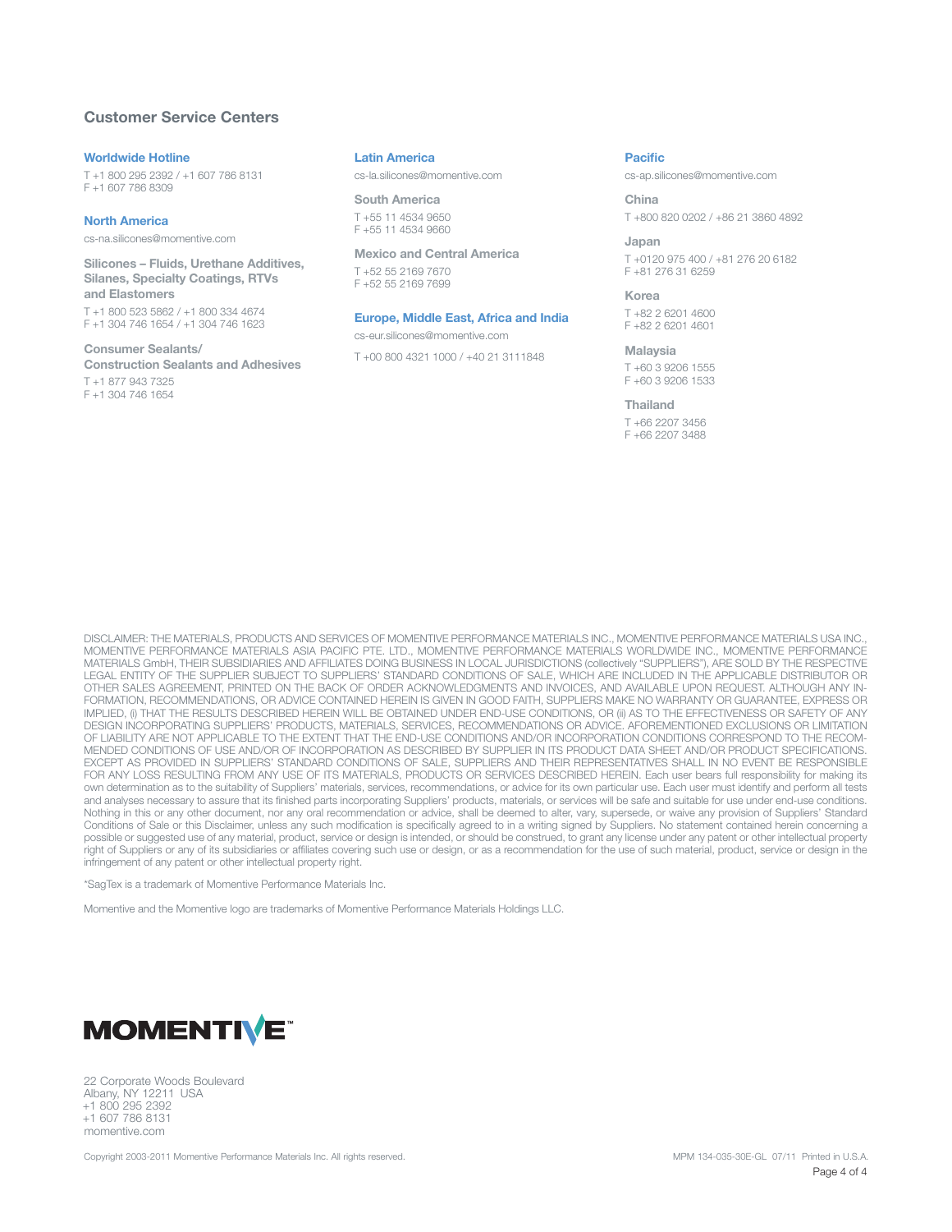## Customer Service Centers

### Worldwide Hotline

T +1 800 295 2392 / +1 607 786 8131
F +1 607 786 8309

### North America

cs-na.silicones@momentive.com

**Silicones – Fluids, Urethane Additives, Silanes, Specialty Coatings, RTVs and Elastomers**

T +1 800 523 5862 / +1 800 334 4674
F +1 304 746 1654 / +1 304 746 1623

**Consumer Sealants/ Construction Sealants and Adhesives**

T +1 877 943 7325
F +1 304 746 1654

### Latin America

cs-la.silicones@momentive.com

**South America**

T +55 11 4534 9650
F +55 11 4534 9660

**Mexico and Central America**

T +52 55 2169 7670
F +52 55 2169 7699

### Europe, Middle East, Africa and India

cs-eur.silicones@momentive.com

T +00 800 4321 1000 / +40 21 3111848

### Pacific

cs-ap.silicones@momentive.com

**China**

T +800 820 0202 / +86 21 3860 4892

**Japan**

T +0120 975 400 / +81 276 20 6182
F +81 276 31 6259

**Korea**

T +82 2 6201 4600
F +82 2 6201 4601

**Malaysia**

T +60 3 9206 1555
F +60 3 9206 1533

**Thailand**

T +66 2207 3456
F +66 2207 3488

DISCLAIMER: THE MATERIALS, PRODUCTS AND SERVICES OF MOMENTIVE PERFORMANCE MATERIALS INC., MOMENTIVE PERFORMANCE MATERIALS USA INC., MOMENTIVE PERFORMANCE MATERIALS ASIA PACIFIC PTE. LTD., MOMENTIVE PERFORMANCE MATERIALS WORLDWIDE INC., MOMENTIVE PERFORMANCE MATERIALS GmbH, THEIR SUBSIDIARIES AND AFFILIATES DOING BUSINESS IN LOCAL JURISDICTIONS (collectively "SUPPLIERS"), ARE SOLD BY THE RESPECTIVE LEGAL ENTITY OF THE SUPPLIER SUBJECT TO SUPPLIERS' STANDARD CONDITIONS OF SALE, WHICH ARE INCLUDED IN THE APPLICABLE DISTRIBUTOR OR OTHER SALES AGREEMENT, PRINTED ON THE BACK OF ORDER ACKNOWLEDGMENTS AND INVOICES, AND AVAILABLE UPON REQUEST. ALTHOUGH ANY INFORMATION, RECOMMENDATIONS, OR ADVICE CONTAINED HEREIN IS GIVEN IN GOOD FAITH, SUPPLIERS MAKE NO WARRANTY OR GUARANTEE, EXPRESS OR IMPLIED, (i) THAT THE RESULTS DESCRIBED HEREIN WILL BE OBTAINED UNDER END-USE CONDITIONS, OR (ii) AS TO THE EFFECTIVENESS OR SAFETY OF ANY DESIGN INCORPORATING SUPPLIERS' PRODUCTS, MATERIALS, SERVICES, RECOMMENDATIONS OR ADVICE. AFOREMENTIONED EXCLUSIONS OR LIMITATION OF LIABILITY ARE NOT APPLICABLE TO THE EXTENT THAT THE END-USE CONDITIONS AND/OR INCORPORATION CONDITIONS CORRESPOND TO THE RECOMMENDED CONDITIONS OF USE AND/OR OF INCORPORATION AS DESCRIBED BY SUPPLIER IN ITS PRODUCT DATA SHEET AND/OR PRODUCT SPECIFICATIONS. EXCEPT AS PROVIDED IN SUPPLIERS' STANDARD CONDITIONS OF SALE, SUPPLIERS AND THEIR REPRESENTATIVES SHALL IN NO EVENT BE RESPONSIBLE FOR ANY LOSS RESULTING FROM ANY USE OF ITS MATERIALS, PRODUCTS OR SERVICES DESCRIBED HEREIN. Each user bears full responsibility for making its own determination as to the suitability of Suppliers' materials, services, recommendations, or advice for its own particular use. Each user must identify and perform all tests and analyses necessary to assure that its finished parts incorporating Suppliers' products, materials, or services will be safe and suitable for use under end-use conditions. Nothing in this or any other document, nor any oral recommendation or advice, shall be deemed to alter, vary, supersede, or waive any provision of Suppliers' Standard Conditions of Sale or this Disclaimer, unless any such modification is specifically agreed to in a writing signed by Suppliers. No statement contained herein concerning a possible or suggested use of any material, product, service or design is intended, or should be construed, to grant any license under any patent or other intellectual property right of Suppliers or any of its subsidiaries or affiliates covering such use or design, or as a recommendation for the use of such material, product, service or design in the infringement of any patent or other intellectual property right.

*SagTex is a trademark of Momentive Performance Materials Inc.

Momentive and the Momentive logo are trademarks of Momentive Performance Materials Holdings LLC.

MOMENTIVE™

22 Corporate Woods Boulevard
Albany, NY 12211 USA
+1 800 295 2392
+1 607 786 8131
momentive.com

Copyright 2003-2011 Momentive Performance Materials Inc. All rights reserved.

MPM 134-035-30E-GL 07/11 Printed in U.S.A.